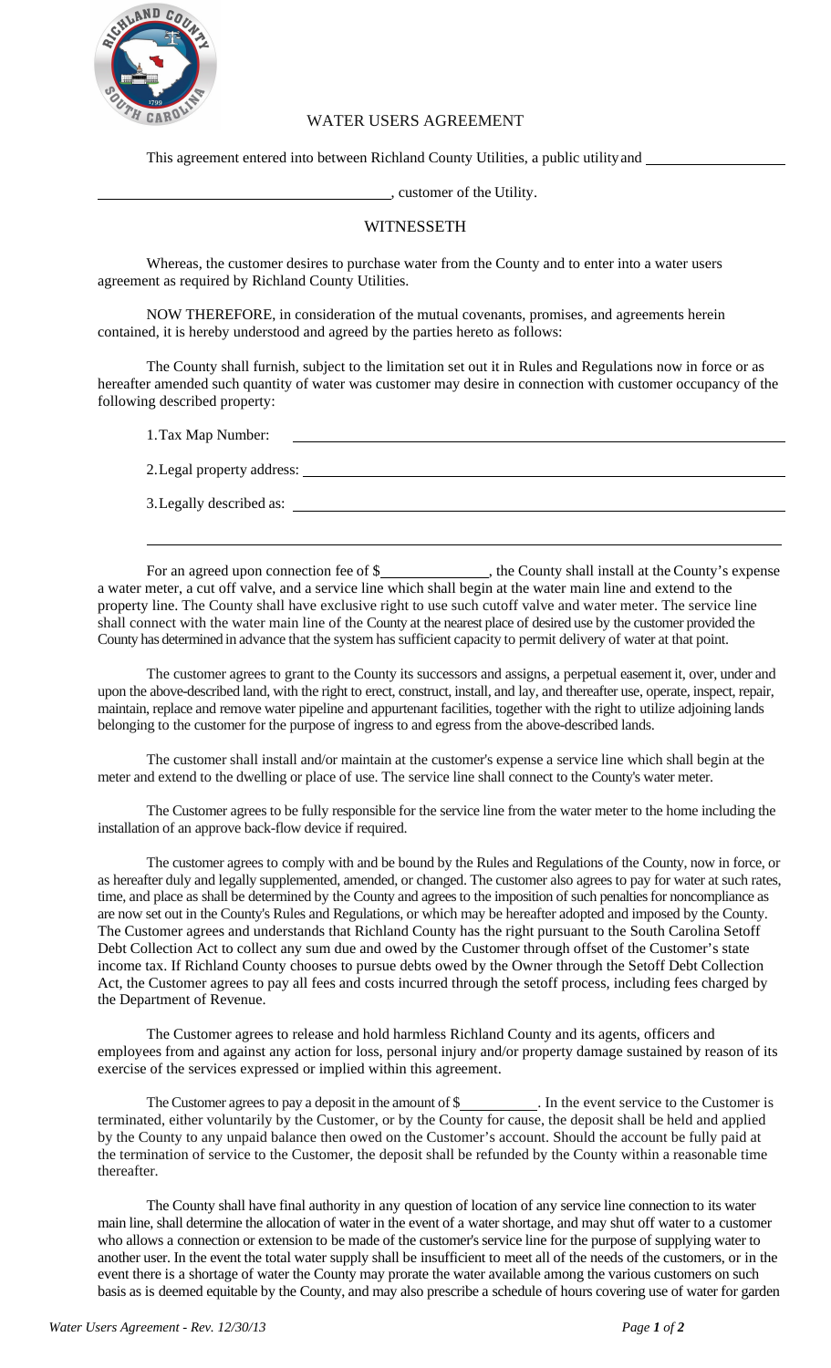# WATER USERS AGREEMENT

This agreement entered into between Richland County Utilities, a public utility and \_\_\_\_\_\_\_\_\_\_\_\_\_\_\_\_\_\_\_\_

\_\_\_\_\_\_\_\_\_\_\_\_\_\_\_\_\_\_\_\_\_\_\_\_\_\_\_\_\_\_\_\_\_\_\_\_\_\_\_\_, customer of the Utility.

## WITNESSETH

Whereas, the customer desires to purchase water from the County and to enter into a water users agreement as required by Richland County Utilities.

NOW THEREFORE, in consideration of the mutual covenants, promises, and agreements herein contained, it is hereby understood and agreed by the parties hereto as follows:

The County shall furnish, subject to the limitation set out it in Rules and Regulations now in force or as hereafter amended such quantity of water was customer may desire in connection with customer occupancy of the following described property:

1. Tax Map Number: \_\_\_\_\_\_\_\_\_\_\_\_\_\_\_\_\_\_\_\_\_\_\_\_\_\_\_\_\_\_\_\_\_\_\_\_\_\_\_\_\_\_\_\_\_\_\_\_

2. Legal property address: \_\_\_\_\_\_\_\_\_\_\_\_\_\_\_\_\_\_\_\_\_\_\_\_\_\_\_\_\_\_\_\_\_\_\_\_\_\_\_\_\_\_\_\_

3. Legally described as: \_\_\_\_\_\_\_\_\_\_\_\_\_\_\_\_\_\_\_\_\_\_\_\_\_\_\_\_\_\_\_\_\_\_\_\_\_\_\_\_\_\_\_\_\_

\_\_\_\_\_\_\_\_\_\_\_\_\_\_\_\_\_\_\_\_\_\_\_\_\_\_\_\_\_\_\_\_\_\_\_\_\_\_\_\_\_\_\_\_\_\_\_\_\_\_\_\_\_\_\_\_\_\_\_\_\_\_\_\_\_\_\_\_\_\_

For an agreed upon connection fee of $\_\_\_\_\_\_\_\_\_\_\_\_\_\_, the County shall install at the County's expense a water meter, a cut off valve, and a service line which shall begin at the water main line and extend to the property line. The County shall have exclusive right to use such cutoff valve and water meter. The service line shall connect with the water main line of the County at the nearest place of desired use by the customer provided the County has determined in advance that the system has sufficient capacity to permit delivery of water at that point.

The customer agrees to grant to the County its successors and assigns, a perpetual easement it, over, under and upon the above-described land, with the right to erect, construct, install, and lay, and thereafter use, operate, inspect, repair, maintain, replace and remove water pipeline and appurtenant facilities, together with the right to utilize adjoining lands belonging to the customer for the purpose of ingress to and egress from the above-described lands.

The customer shall install and/or maintain at the customer's expense a service line which shall begin at the meter and extend to the dwelling or place of use. The service line shall connect to the County's water meter.

The Customer agrees to be fully responsible for the service line from the water meter to the home including the installation of an approve back-flow device if required.

The customer agrees to comply with and be bound by the Rules and Regulations of the County, now in force, or as hereafter duly and legally supplemented, amended, or changed. The customer also agrees to pay for water at such rates, time, and place as shall be determined by the County and agrees to the imposition of such penalties for noncompliance as are now set out in the County's Rules and Regulations, or which may be hereafter adopted and imposed by the County. The Customer agrees and understands that Richland County has the right pursuant to the South Carolina Setoff Debt Collection Act to collect any sum due and owed by the Customer through offset of the Customer's state income tax. If Richland County chooses to pursue debts owed by the Owner through the Setoff Debt Collection Act, the Customer agrees to pay all fees and costs incurred through the setoff process, including fees charged by the Department of Revenue.

The Customer agrees to release and hold harmless Richland County and its agents, officers and employees from and against any action for loss, personal injury and/or property damage sustained by reason of its exercise of the services expressed or implied within this agreement.

The Customer agrees to pay a deposit in the amount of $\_\_\_\_\_\_\_\_\_\_. In the event service to the Customer is terminated, either voluntarily by the Customer, or by the County for cause, the deposit shall be held and applied by the County to any unpaid balance then owed on the Customer's account. Should the account be fully paid at the termination of service to the Customer, the deposit shall be refunded by the County within a reasonable time thereafter.

The County shall have final authority in any question of location of any service line connection to its water main line, shall determine the allocation of water in the event of a water shortage, and may shut off water to a customer who allows a connection or extension to be made of the customer's service line for the purpose of supplying water to another user. In the event the total water supply shall be insufficient to meet all of the needs of the customers, or in the event there is a shortage of water the County may prorate the water available among the various customers on such basis as is deemed equitable by the County, and may also prescribe a schedule of hours covering use of water for garden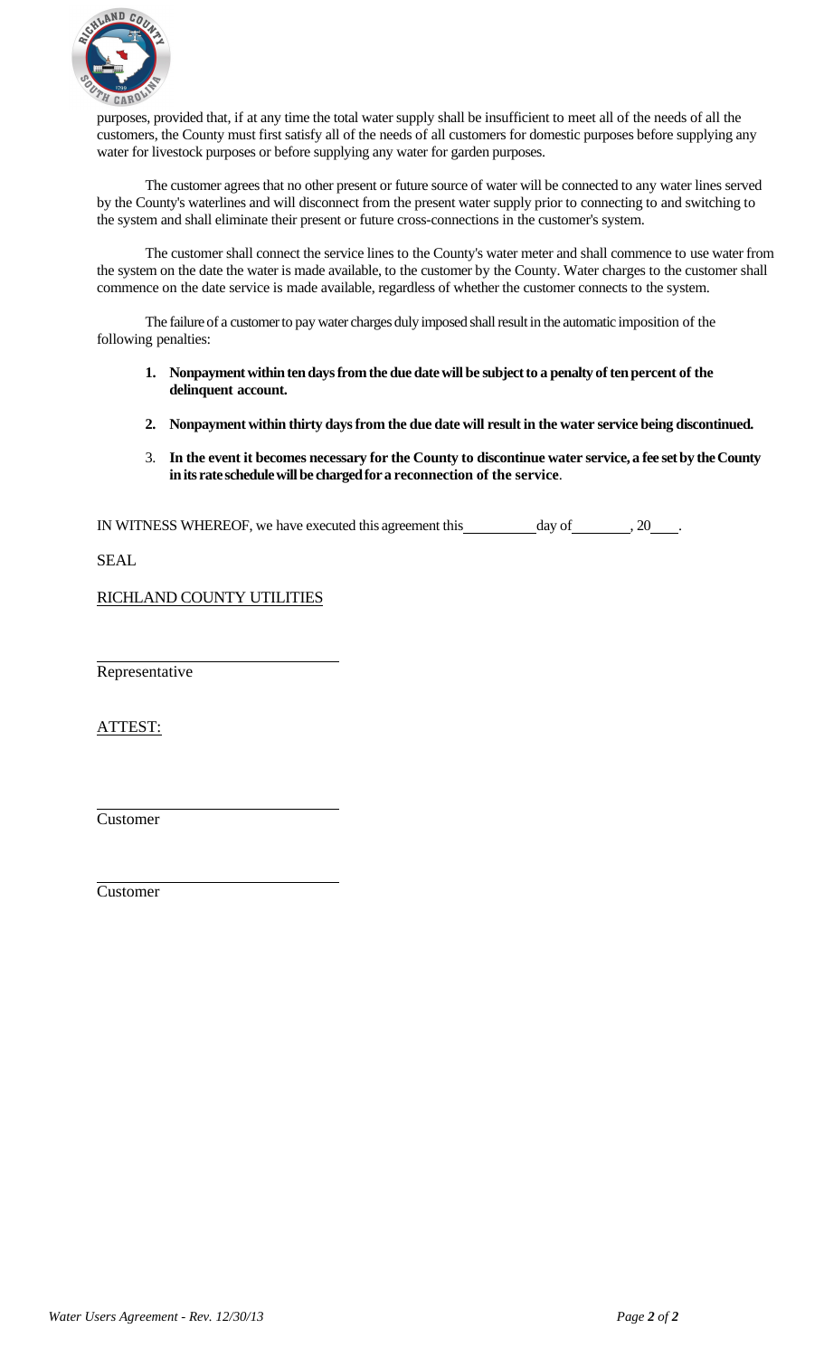purposes, provided that, if at any time the total water supply shall be insufficient to meet all of the needs of all the customers, the County must first satisfy all of the needs of all customers for domestic purposes before supplying any water for livestock purposes or before supplying any water for garden purposes.

The customer agrees that no other present or future source of water will be connected to any water lines served by the County's waterlines and will disconnect from the present water supply prior to connecting to and switching to the system and shall eliminate their present or future cross-connections in the customer's system.

The customer shall connect the service lines to the County's water meter and shall commence to use water from the system on the date the water is made available, to the customer by the County. Water charges to the customer shall commence on the date service is made available, regardless of whether the customer connects to the system.

The failure of a customer to pay water charges duly imposed shall result in the automatic imposition of the following penalties:

1. **Nonpayment within ten days from the due date will be subject to a penalty of ten percent of the delinquent account.**

2. **Nonpayment within thirty days from the due date will result in the water service being discontinued.**

3. **In the event it becomes necessary for the County to discontinue water service, a fee set by the County in its rate schedule will be charged for a reconnection of the service**.

IN WITNESS WHEREOF, we have executed this agreement this __________ day of ________, 20____.

SEAL

RICHLAND COUNTY UTILITIES

______________________________
Representative

ATTEST:

______________________________
Customer

______________________________
Customer